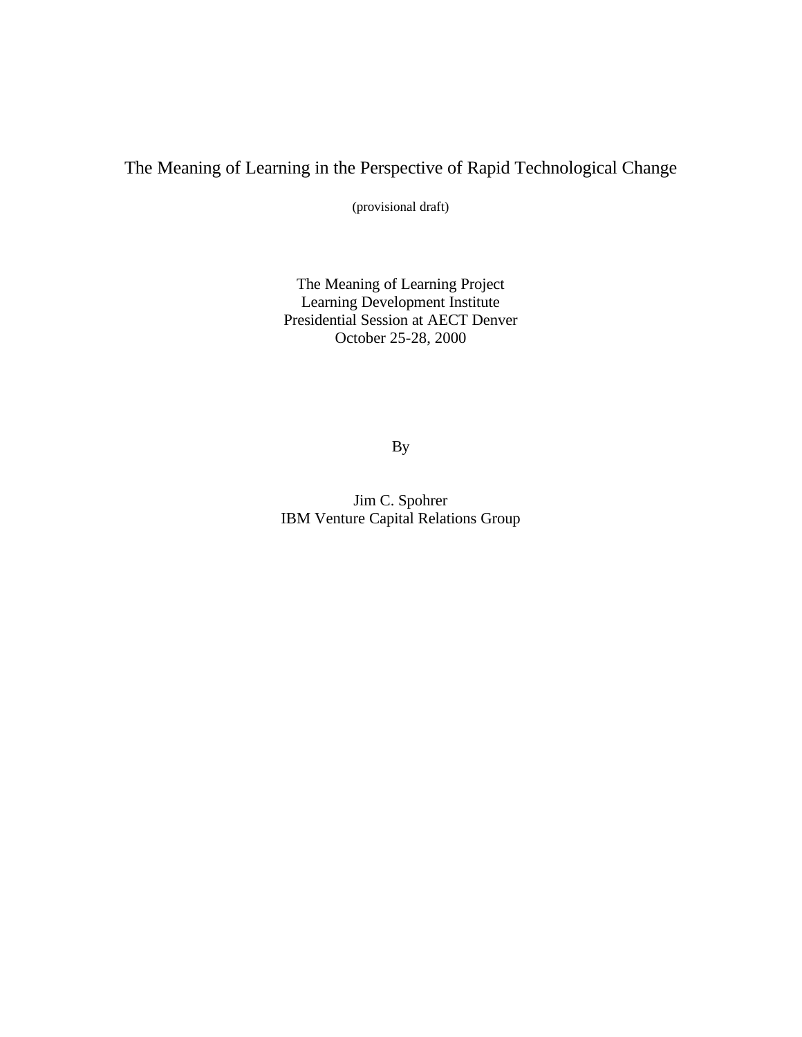# The Meaning of Learning in the Perspective of Rapid Technological Change

(provisional draft)

The Meaning of Learning Project
Learning Development Institute
Presidential Session at AECT Denver
October 25-28, 2000

By

Jim C. Spohrer
IBM Venture Capital Relations Group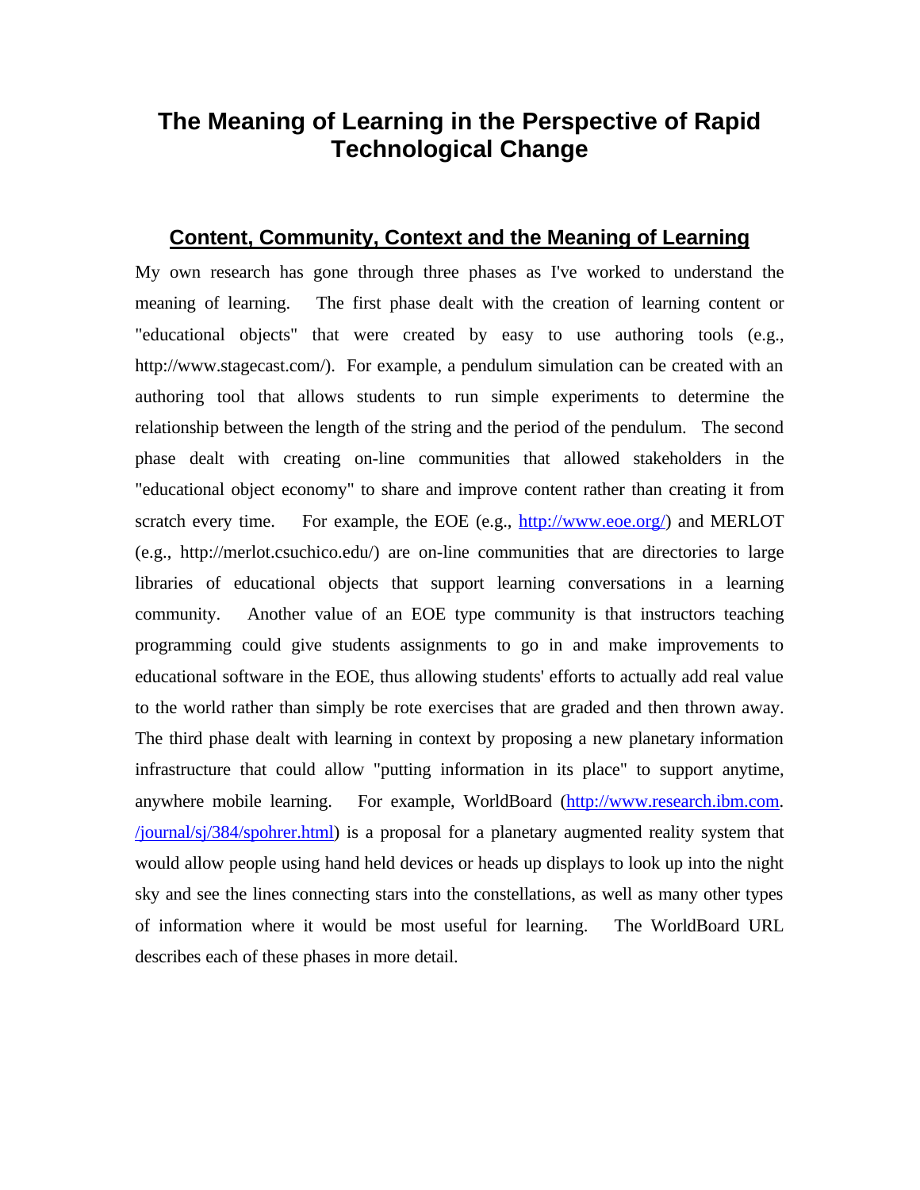# The Meaning of Learning in the Perspective of Rapid Technological Change

## Content, Community, Context and the Meaning of Learning

My own research has gone through three phases as I've worked to understand the meaning of learning. The first phase dealt with the creation of learning content or "educational objects" that were created by easy to use authoring tools (e.g., http://www.stagecast.com/). For example, a pendulum simulation can be created with an authoring tool that allows students to run simple experiments to determine the relationship between the length of the string and the period of the pendulum. The second phase dealt with creating on-line communities that allowed stakeholders in the "educational object economy" to share and improve content rather than creating it from scratch every time. For example, the EOE (e.g., http://www.eoe.org/) and MERLOT (e.g., http://merlot.csuchico.edu/) are on-line communities that are directories to large libraries of educational objects that support learning conversations in a learning community. Another value of an EOE type community is that instructors teaching programming could give students assignments to go in and make improvements to educational software in the EOE, thus allowing students' efforts to actually add real value to the world rather than simply be rote exercises that are graded and then thrown away. The third phase dealt with learning in context by proposing a new planetary information infrastructure that could allow "putting information in its place" to support anytime, anywhere mobile learning. For example, WorldBoard (http://www.research.ibm.com./journal/sj/384/spohrer.html) is a proposal for a planetary augmented reality system that would allow people using hand held devices or heads up displays to look up into the night sky and see the lines connecting stars into the constellations, as well as many other types of information where it would be most useful for learning. The WorldBoard URL describes each of these phases in more detail.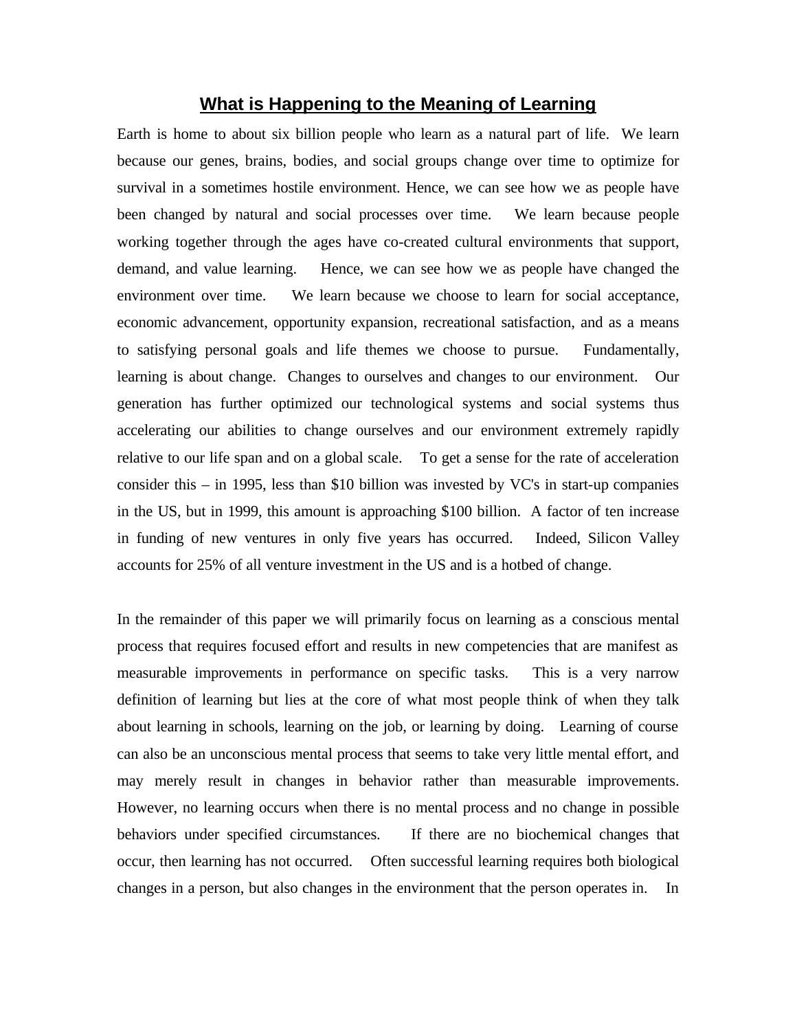## What is Happening to the Meaning of Learning

Earth is home to about six billion people who learn as a natural part of life. We learn because our genes, brains, bodies, and social groups change over time to optimize for survival in a sometimes hostile environment. Hence, we can see how we as people have been changed by natural and social processes over time. We learn because people working together through the ages have co-created cultural environments that support, demand, and value learning. Hence, we can see how we as people have changed the environment over time. We learn because we choose to learn for social acceptance, economic advancement, opportunity expansion, recreational satisfaction, and as a means to satisfying personal goals and life themes we choose to pursue. Fundamentally, learning is about change. Changes to ourselves and changes to our environment. Our generation has further optimized our technological systems and social systems thus accelerating our abilities to change ourselves and our environment extremely rapidly relative to our life span and on a global scale. To get a sense for the rate of acceleration consider this – in 1995, less than $10 billion was invested by VC's in start-up companies in the US, but in 1999, this amount is approaching $100 billion. A factor of ten increase in funding of new ventures in only five years has occurred. Indeed, Silicon Valley accounts for 25% of all venture investment in the US and is a hotbed of change.

In the remainder of this paper we will primarily focus on learning as a conscious mental process that requires focused effort and results in new competencies that are manifest as measurable improvements in performance on specific tasks. This is a very narrow definition of learning but lies at the core of what most people think of when they talk about learning in schools, learning on the job, or learning by doing. Learning of course can also be an unconscious mental process that seems to take very little mental effort, and may merely result in changes in behavior rather than measurable improvements. However, no learning occurs when there is no mental process and no change in possible behaviors under specified circumstances. If there are no biochemical changes that occur, then learning has not occurred. Often successful learning requires both biological changes in a person, but also changes in the environment that the person operates in. In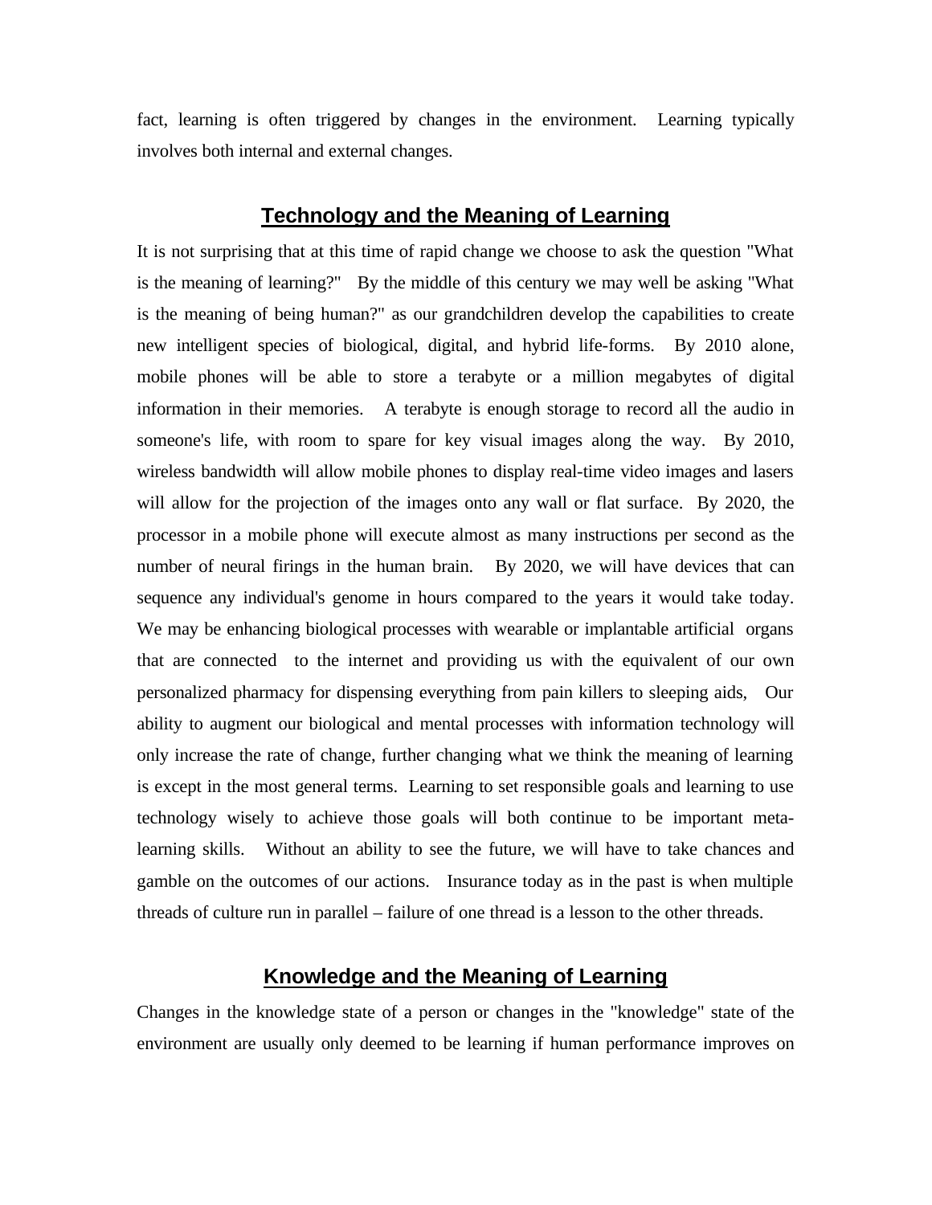fact, learning is often triggered by changes in the environment. Learning typically involves both internal and external changes.

## Technology and the Meaning of Learning

It is not surprising that at this time of rapid change we choose to ask the question "What is the meaning of learning?" By the middle of this century we may well be asking "What is the meaning of being human?" as our grandchildren develop the capabilities to create new intelligent species of biological, digital, and hybrid life-forms. By 2010 alone, mobile phones will be able to store a terabyte or a million megabytes of digital information in their memories. A terabyte is enough storage to record all the audio in someone's life, with room to spare for key visual images along the way. By 2010, wireless bandwidth will allow mobile phones to display real-time video images and lasers will allow for the projection of the images onto any wall or flat surface. By 2020, the processor in a mobile phone will execute almost as many instructions per second as the number of neural firings in the human brain. By 2020, we will have devices that can sequence any individual's genome in hours compared to the years it would take today. We may be enhancing biological processes with wearable or implantable artificial organs that are connected to the internet and providing us with the equivalent of our own personalized pharmacy for dispensing everything from pain killers to sleeping aids, Our ability to augment our biological and mental processes with information technology will only increase the rate of change, further changing what we think the meaning of learning is except in the most general terms. Learning to set responsible goals and learning to use technology wisely to achieve those goals will both continue to be important meta-learning skills. Without an ability to see the future, we will have to take chances and gamble on the outcomes of our actions. Insurance today as in the past is when multiple threads of culture run in parallel – failure of one thread is a lesson to the other threads.

## Knowledge and the Meaning of Learning

Changes in the knowledge state of a person or changes in the "knowledge" state of the environment are usually only deemed to be learning if human performance improves on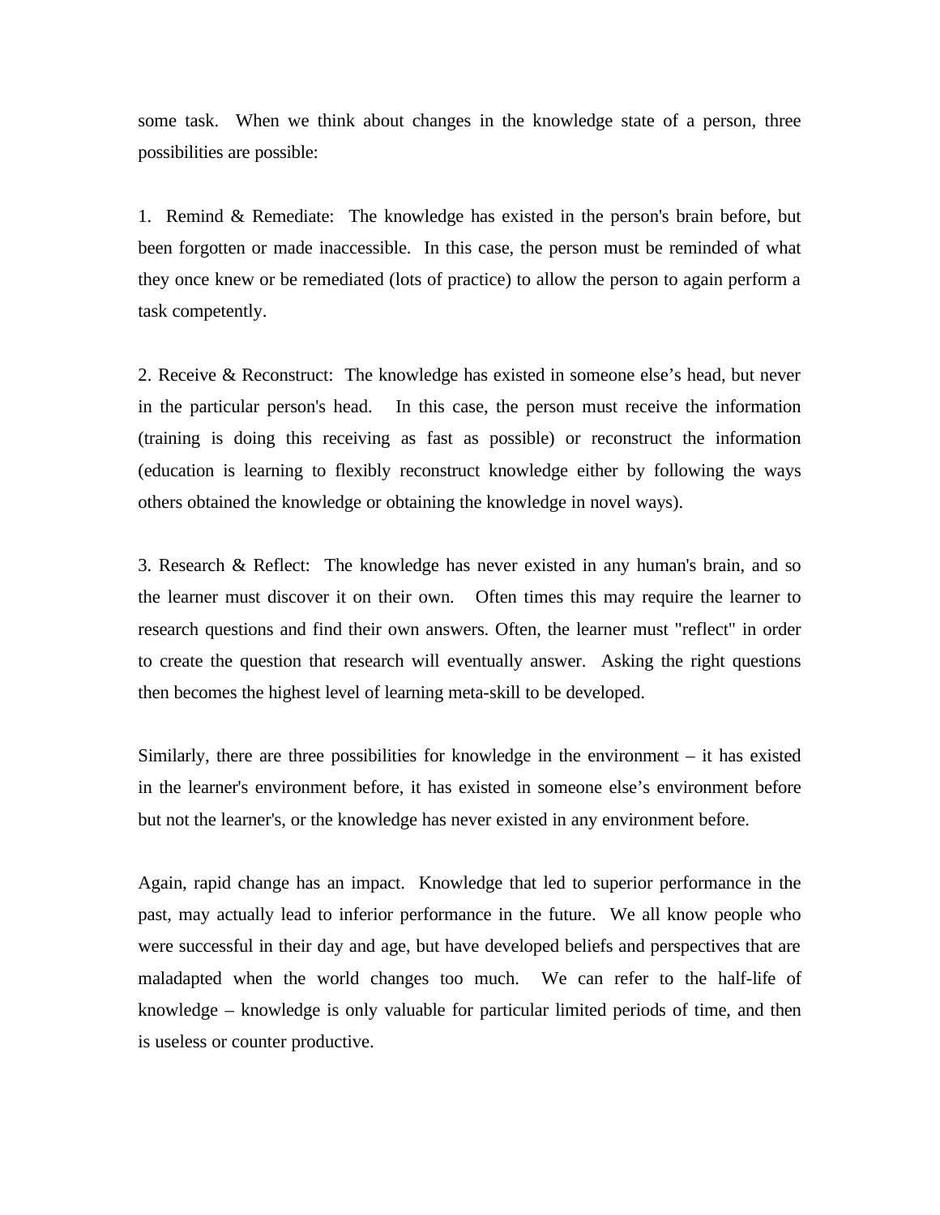some task. When we think about changes in the knowledge state of a person, three possibilities are possible:

1. Remind & Remediate: The knowledge has existed in the person's brain before, but been forgotten or made inaccessible. In this case, the person must be reminded of what they once knew or be remediated (lots of practice) to allow the person to again perform a task competently.

2. Receive & Reconstruct: The knowledge has existed in someone else's head, but never in the particular person's head. In this case, the person must receive the information (training is doing this receiving as fast as possible) or reconstruct the information (education is learning to flexibly reconstruct knowledge either by following the ways others obtained the knowledge or obtaining the knowledge in novel ways).

3. Research & Reflect: The knowledge has never existed in any human's brain, and so the learner must discover it on their own. Often times this may require the learner to research questions and find their own answers. Often, the learner must "reflect" in order to create the question that research will eventually answer. Asking the right questions then becomes the highest level of learning meta-skill to be developed.

Similarly, there are three possibilities for knowledge in the environment – it has existed in the learner's environment before, it has existed in someone else's environment before but not the learner's, or the knowledge has never existed in any environment before.

Again, rapid change has an impact. Knowledge that led to superior performance in the past, may actually lead to inferior performance in the future. We all know people who were successful in their day and age, but have developed beliefs and perspectives that are maladapted when the world changes too much. We can refer to the half-life of knowledge – knowledge is only valuable for particular limited periods of time, and then is useless or counter productive.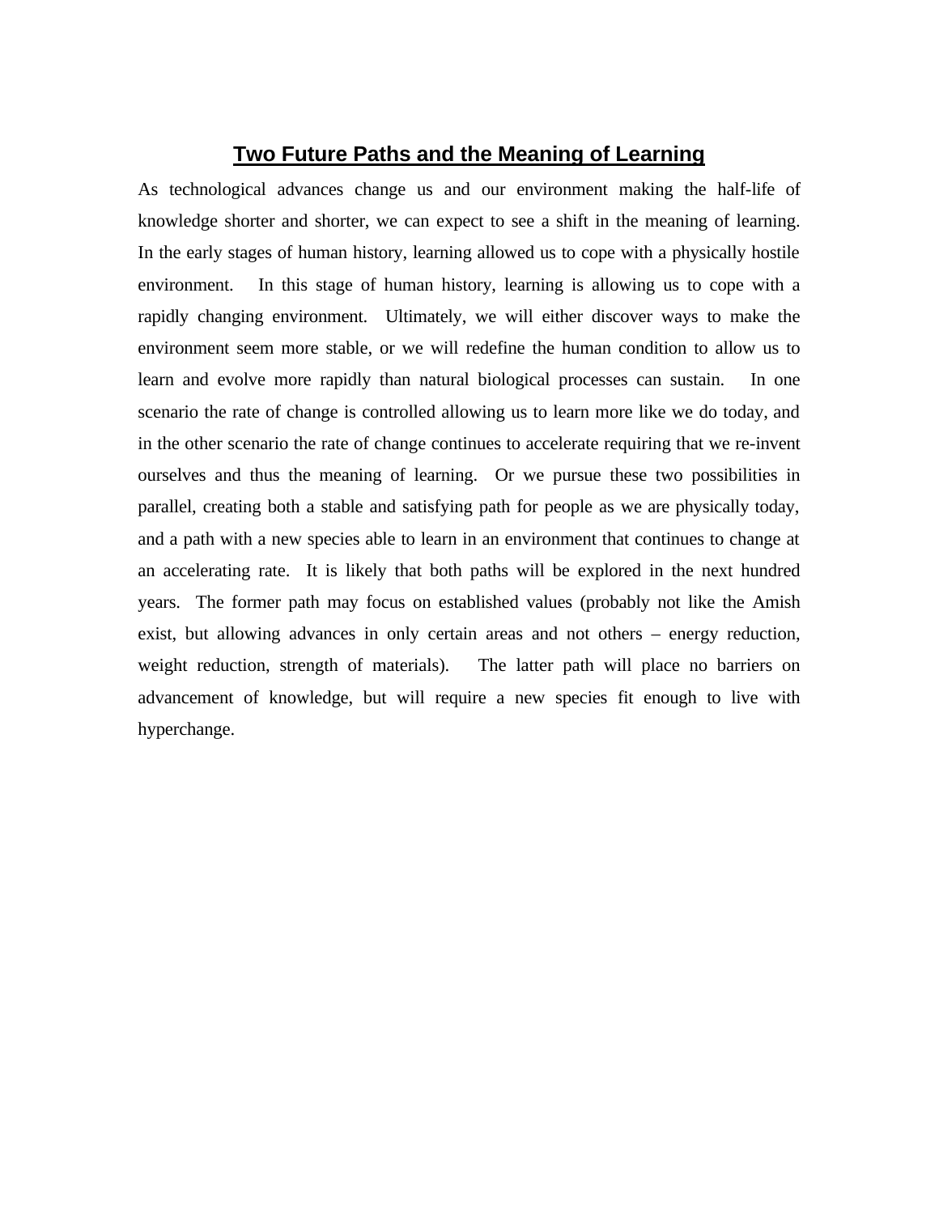## Two Future Paths and the Meaning of Learning

As technological advances change us and our environment making the half-life of knowledge shorter and shorter, we can expect to see a shift in the meaning of learning. In the early stages of human history, learning allowed us to cope with a physically hostile environment. In this stage of human history, learning is allowing us to cope with a rapidly changing environment. Ultimately, we will either discover ways to make the environment seem more stable, or we will redefine the human condition to allow us to learn and evolve more rapidly than natural biological processes can sustain. In one scenario the rate of change is controlled allowing us to learn more like we do today, and in the other scenario the rate of change continues to accelerate requiring that we re-invent ourselves and thus the meaning of learning. Or we pursue these two possibilities in parallel, creating both a stable and satisfying path for people as we are physically today, and a path with a new species able to learn in an environment that continues to change at an accelerating rate. It is likely that both paths will be explored in the next hundred years. The former path may focus on established values (probably not like the Amish exist, but allowing advances in only certain areas and not others – energy reduction, weight reduction, strength of materials). The latter path will place no barriers on advancement of knowledge, but will require a new species fit enough to live with hyperchange.